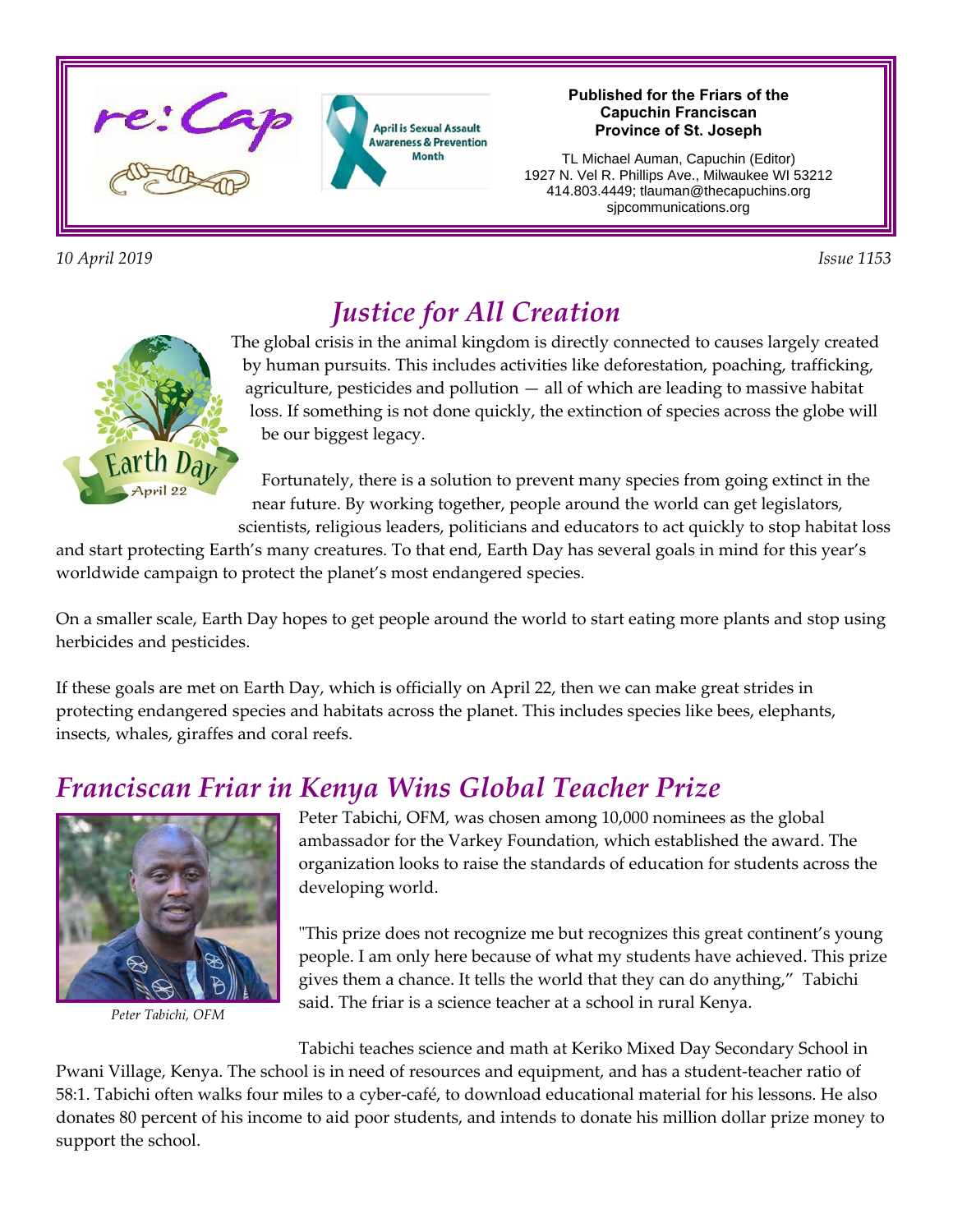re:Cap

April is Sexual Assault Awareness & Prevention Month

**Published for the Friars of the Capuchin Franciscan Province of St. Joseph**

TL Michael Auman, Capuchin (Editor)
1927 N. Vel R. Phillips Ave., Milwaukee WI 53212
414.803.4449; tlauman@thecapuchins.org
sjpcommunications.org

*10 April 2019* *Issue 1153*

# *Justice for All Creation*

The global crisis in the animal kingdom is directly connected to causes largely created by human pursuits. This includes activities like deforestation, poaching, trafficking, agriculture, pesticides and pollution — all of which are leading to massive habitat loss. If something is not done quickly, the extinction of species across the globe will be our biggest legacy.

Fortunately, there is a solution to prevent many species from going extinct in the near future. By working together, people around the world can get legislators, scientists, religious leaders, politicians and educators to act quickly to stop habitat loss and start protecting Earth's many creatures. To that end, Earth Day has several goals in mind for this year's worldwide campaign to protect the planet's most endangered species.

On a smaller scale, Earth Day hopes to get people around the world to start eating more plants and stop using herbicides and pesticides.

If these goals are met on Earth Day, which is officially on April 22, then we can make great strides in protecting endangered species and habitats across the planet. This includes species like bees, elephants, insects, whales, giraffes and coral reefs.

# *Franciscan Friar in Kenya Wins Global Teacher Prize*

*Peter Tabichi, OFM*

Peter Tabichi, OFM, was chosen among 10,000 nominees as the global ambassador for the Varkey Foundation, which established the award. The organization looks to raise the standards of education for students across the developing world.

"This prize does not recognize me but recognizes this great continent's young people. I am only here because of what my students have achieved. This prize gives them a chance. It tells the world that they can do anything," Tabichi said. The friar is a science teacher at a school in rural Kenya.

Tabichi teaches science and math at Keriko Mixed Day Secondary School in Pwani Village, Kenya. The school is in need of resources and equipment, and has a student-teacher ratio of 58:1. Tabichi often walks four miles to a cyber-café, to download educational material for his lessons. He also donates 80 percent of his income to aid poor students, and intends to donate his million dollar prize money to support the school.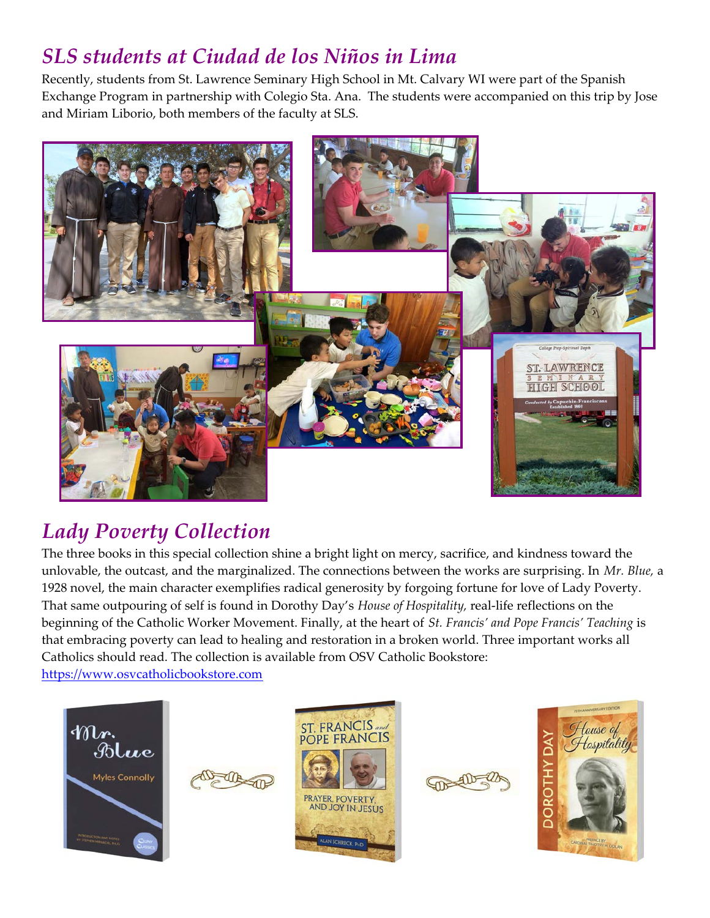## *SLS students at Ciudad de los Niños in Lima*

Recently, students from St. Lawrence Seminary High School in Mt. Calvary WI were part of the Spanish Exchange Program in partnership with Colegio Sta. Ana. The students were accompanied on this trip by Jose and Miriam Liborio, both members of the faculty at SLS.

## *Lady Poverty Collection*

The three books in this special collection shine a bright light on mercy, sacrifice, and kindness toward the unlovable, the outcast, and the marginalized. The connections between the works are surprising. In *Mr. Blue,* a 1928 novel, the main character exemplifies radical generosity by forgoing fortune for love of Lady Poverty. That same outpouring of self is found in Dorothy Day's *House of Hospitality,* real-life reflections on the beginning of the Catholic Worker Movement. Finally, at the heart of *St. Francis' and Pope Francis' Teaching* is that embracing poverty can lead to healing and restoration in a broken world. Three important works all Catholics should read. The collection is available from OSV Catholic Bookstore: https://www.osvcatholicbookstore.com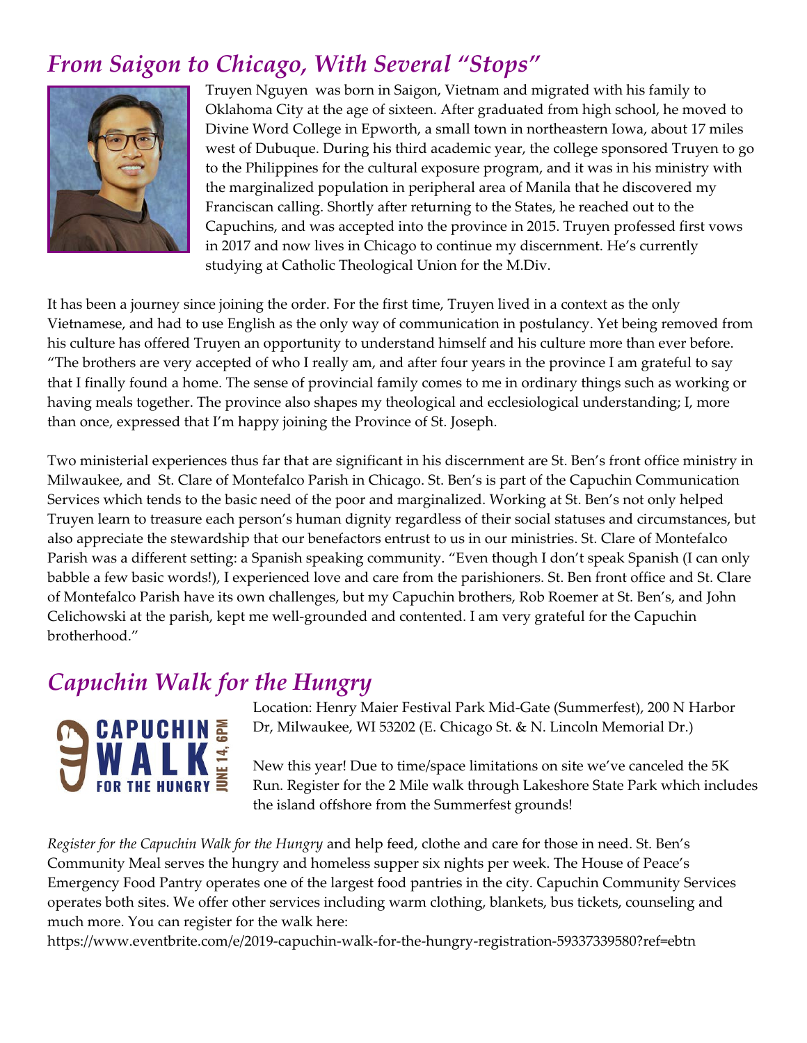## *From Saigon to Chicago, With Several "Stops"*

Truyen Nguyen was born in Saigon, Vietnam and migrated with his family to Oklahoma City at the age of sixteen. After graduated from high school, he moved to Divine Word College in Epworth, a small town in northeastern Iowa, about 17 miles west of Dubuque. During his third academic year, the college sponsored Truyen to go to the Philippines for the cultural exposure program, and it was in his ministry with the marginalized population in peripheral area of Manila that he discovered my Franciscan calling. Shortly after returning to the States, he reached out to the Capuchins, and was accepted into the province in 2015. Truyen professed first vows in 2017 and now lives in Chicago to continue my discernment. He's currently studying at Catholic Theological Union for the M.Div.

It has been a journey since joining the order. For the first time, Truyen lived in a context as the only Vietnamese, and had to use English as the only way of communication in postulancy. Yet being removed from his culture has offered Truyen an opportunity to understand himself and his culture more than ever before. "The brothers are very accepted of who I really am, and after four years in the province I am grateful to say that I finally found a home. The sense of provincial family comes to me in ordinary things such as working or having meals together. The province also shapes my theological and ecclesiological understanding; I, more than once, expressed that I'm happy joining the Province of St. Joseph.

Two ministerial experiences thus far that are significant in his discernment are St. Ben's front office ministry in Milwaukee, and St. Clare of Montefalco Parish in Chicago. St. Ben's is part of the Capuchin Communication Services which tends to the basic need of the poor and marginalized. Working at St. Ben's not only helped Truyen learn to treasure each person's human dignity regardless of their social statuses and circumstances, but also appreciate the stewardship that our benefactors entrust to us in our ministries. St. Clare of Montefalco Parish was a different setting: a Spanish speaking community. "Even though I don't speak Spanish (I can only babble a few basic words!), I experienced love and care from the parishioners. St. Ben front office and St. Clare of Montefalco Parish have its own challenges, but my Capuchin brothers, Rob Roemer at St. Ben's, and John Celichowski at the parish, kept me well-grounded and contented. I am very grateful for the Capuchin brotherhood."

## *Capuchin Walk for the Hungry*

CAPUCHIN WALK FOR THE HUNGRY JUNE 14, 6PM

Location: Henry Maier Festival Park Mid-Gate (Summerfest), 200 N Harbor Dr, Milwaukee, WI 53202 (E. Chicago St. & N. Lincoln Memorial Dr.)

New this year! Due to time/space limitations on site we've canceled the 5K Run. Register for the 2 Mile walk through Lakeshore State Park which includes the island offshore from the Summerfest grounds!

*Register for the Capuchin Walk for the Hungry* and help feed, clothe and care for those in need. St. Ben's Community Meal serves the hungry and homeless supper six nights per week. The House of Peace's Emergency Food Pantry operates one of the largest food pantries in the city. Capuchin Community Services operates both sites. We offer other services including warm clothing, blankets, bus tickets, counseling and much more. You can register for the walk here:
https://www.eventbrite.com/e/2019-capuchin-walk-for-the-hungry-registration-59337339580?ref=ebtn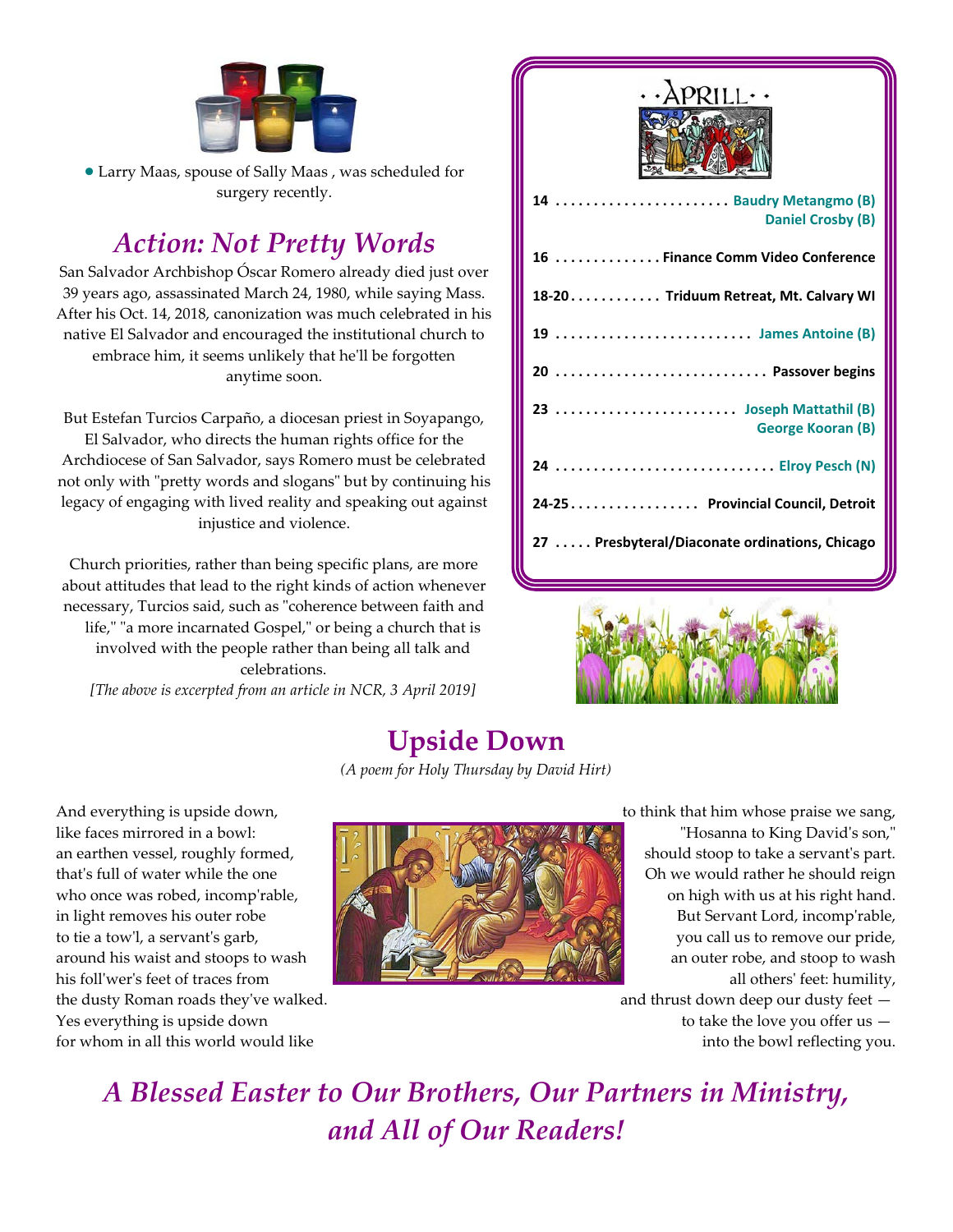- Larry Maas, spouse of Sally Maas , was scheduled for surgery recently.

## *Action: Not Pretty Words*

San Salvador Archbishop Óscar Romero already died just over 39 years ago, assassinated March 24, 1980, while saying Mass. After his Oct. 14, 2018, canonization was much celebrated in his native El Salvador and encouraged the institutional church to embrace him, it seems unlikely that he'll be forgotten anytime soon.

But Estefan Turcios Carpaño, a diocesan priest in Soyapango, El Salvador, who directs the human rights office for the Archdiocese of San Salvador, says Romero must be celebrated not only with "pretty words and slogans" but by continuing his legacy of engaging with lived reality and speaking out against injustice and violence.

Church priorities, rather than being specific plans, are more about attitudes that lead to the right kinds of action whenever necessary, Turcios said, such as "coherence between faith and life," "a more incarnated Gospel," or being a church that is involved with the people rather than being all talk and celebrations.

*[The above is excerpted from an article in NCR, 3 April 2019]*

## ··APRILL··

| | |
|---|---|
| 14 | Baudry Metangmo (B)<br>Daniel Crosby (B) |
| 16 | Finance Comm Video Conference |
| 18-20 | Triduum Retreat, Mt. Calvary WI |
| 19 | James Antoine (B) |
| 20 | Passover begins |
| 23 | Joseph Mattathil (B)<br>George Kooran (B) |
| 24 | Elroy Pesch (N) |
| 24-25 | Provincial Council, Detroit |
| 27 | Presbyteral/Diaconate ordinations, Chicago |

## Upside Down

*(A poem for Holy Thursday by David Hirt)*

And everything is upside down,  
like faces mirrored in a bowl:  
an earthen vessel, roughly formed,  
that's full of water while the one  
who once was robed, incomp'rable,  
in light removes his outer robe  
to tie a tow'l, a servant's garb,  
around his waist and stoops to wash  
his foll'wer's feet of traces from  
the dusty Roman roads they've walked.  
Yes everything is upside down  
for whom in all this world would like  
to think that him whose praise we sang,  
"Hosanna to King David's son,"  
should stoop to take a servant's part.  
Oh we would rather he should reign  
on high with us at his right hand.  
But Servant Lord, incomp'rable,  
you call us to remove our pride,  
an outer robe, and stoop to wash  
all others' feet: humility,  
and thrust down deep our dusty feet —  
to take the love you offer us —  
into the bowl reflecting you.

## *A Blessed Easter to Our Brothers, Our Partners in Ministry, and All of Our Readers!*